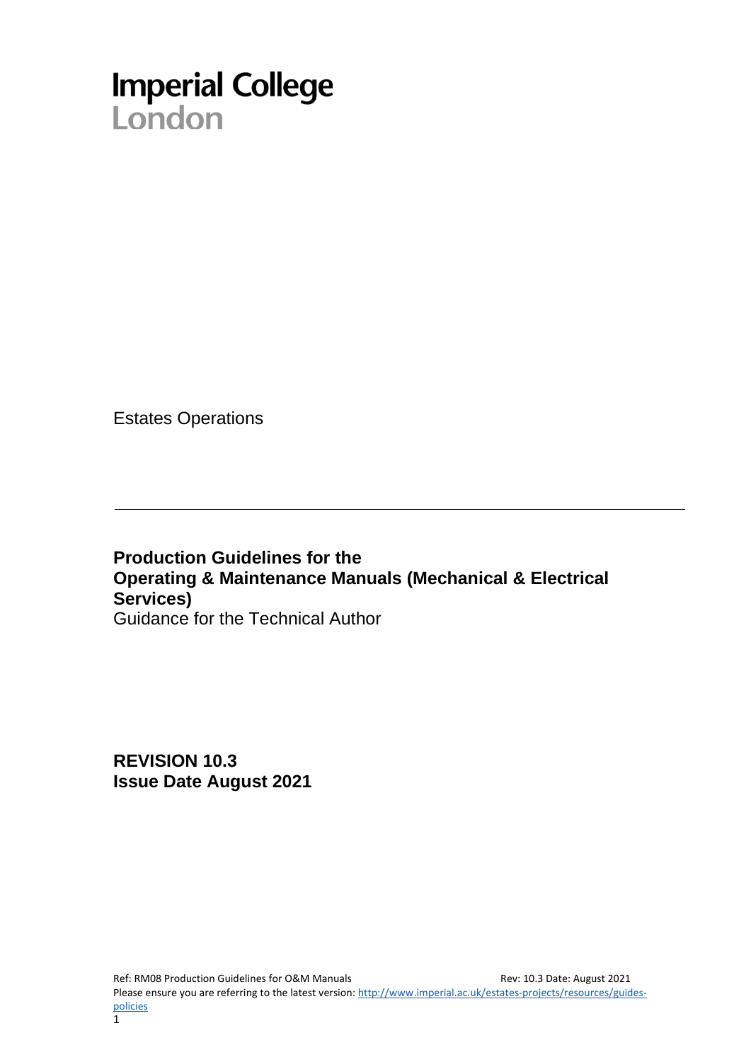Imperial College
London

Estates Operations

---

# Production Guidelines for the Operating & Maintenance Manuals (Mechanical & Electrical Services)

Guidance for the Technical Author

**REVISION 10.3**
**Issue Date August 2021**

Ref: RM08 Production Guidelines for O&M Manuals Rev: 10.3 Date: August 2021
Please ensure you are referring to the latest version: http://www.imperial.ac.uk/estates-projects/resources/guides-policies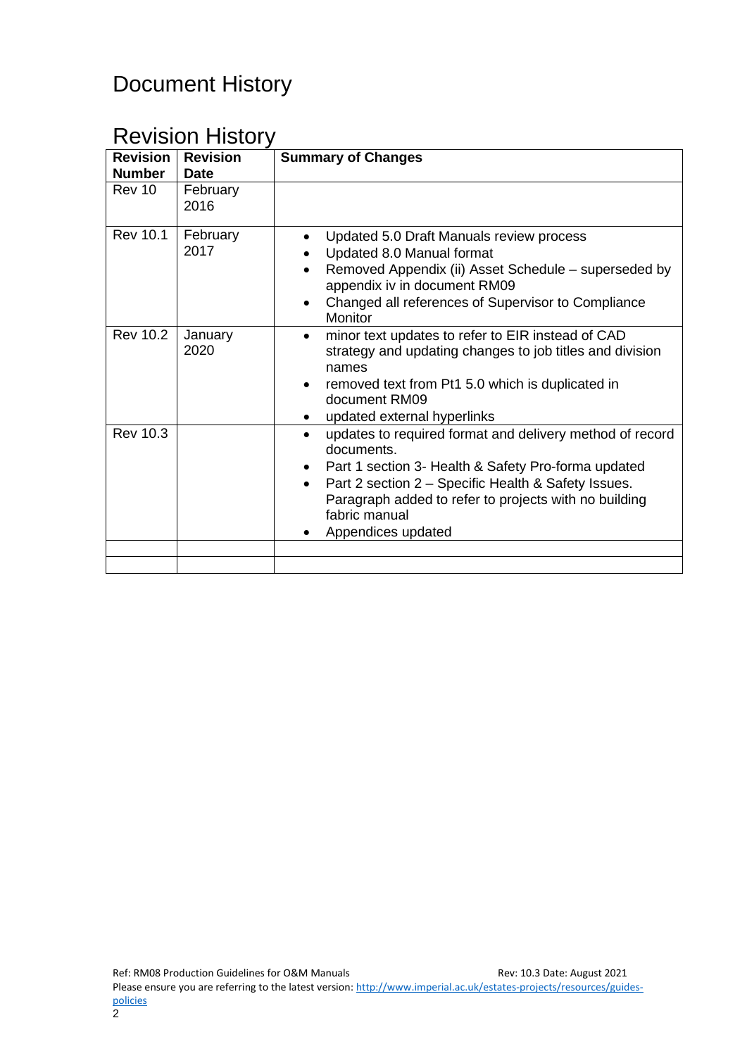# Document History

## Revision History

| Revision Number | Revision Date | Summary of Changes |
|---|---|---|
| Rev 10 | February 2016 | |
| Rev 10.1 | February 2017 | • Updated 5.0 Draft Manuals review process<br>• Updated 8.0 Manual format<br>• Removed Appendix (ii) Asset Schedule – superseded by appendix iv in document RM09<br>• Changed all references of Supervisor to Compliance Monitor |
| Rev 10.2 | January 2020 | • minor text updates to refer to EIR instead of CAD strategy and updating changes to job titles and division names<br>• removed text from Pt1 5.0 which is duplicated in document RM09<br>• updated external hyperlinks |
| Rev 10.3 | | • updates to required format and delivery method of record documents.<br>• Part 1 section 3- Health & Safety Pro-forma updated<br>• Part 2 section 2 – Specific Health & Safety Issues. Paragraph added to refer to projects with no building fabric manual<br>• Appendices updated |
| | | |
| | | |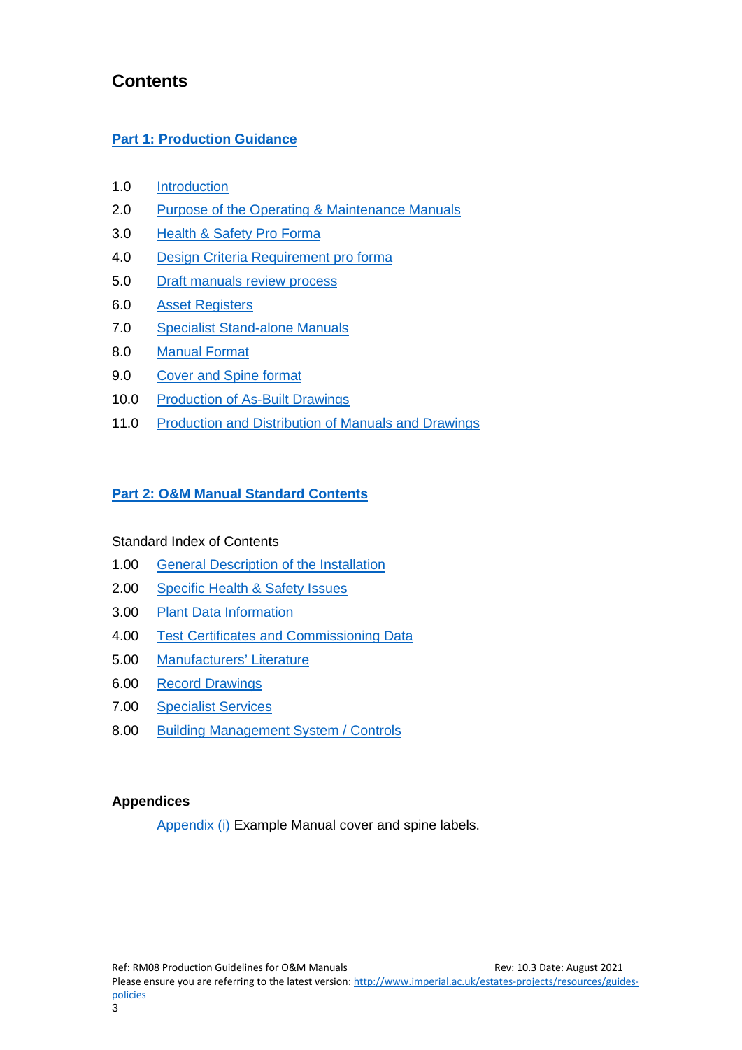# Contents

## Part 1: Production Guidance

1.0 Introduction
2.0 Purpose of the Operating & Maintenance Manuals
3.0 Health & Safety Pro Forma
4.0 Design Criteria Requirement pro forma
5.0 Draft manuals review process
6.0 Asset Registers
7.0 Specialist Stand-alone Manuals
8.0 Manual Format
9.0 Cover and Spine format
10.0 Production of As-Built Drawings
11.0 Production and Distribution of Manuals and Drawings

## Part 2: O&M Manual Standard Contents

Standard Index of Contents

1.00 General Description of the Installation
2.00 Specific Health & Safety Issues
3.00 Plant Data Information
4.00 Test Certificates and Commissioning Data
5.00 Manufacturers' Literature
6.00 Record Drawings
7.00 Specialist Services
8.00 Building Management System / Controls

**Appendices**

Appendix (i) Example Manual cover and spine labels.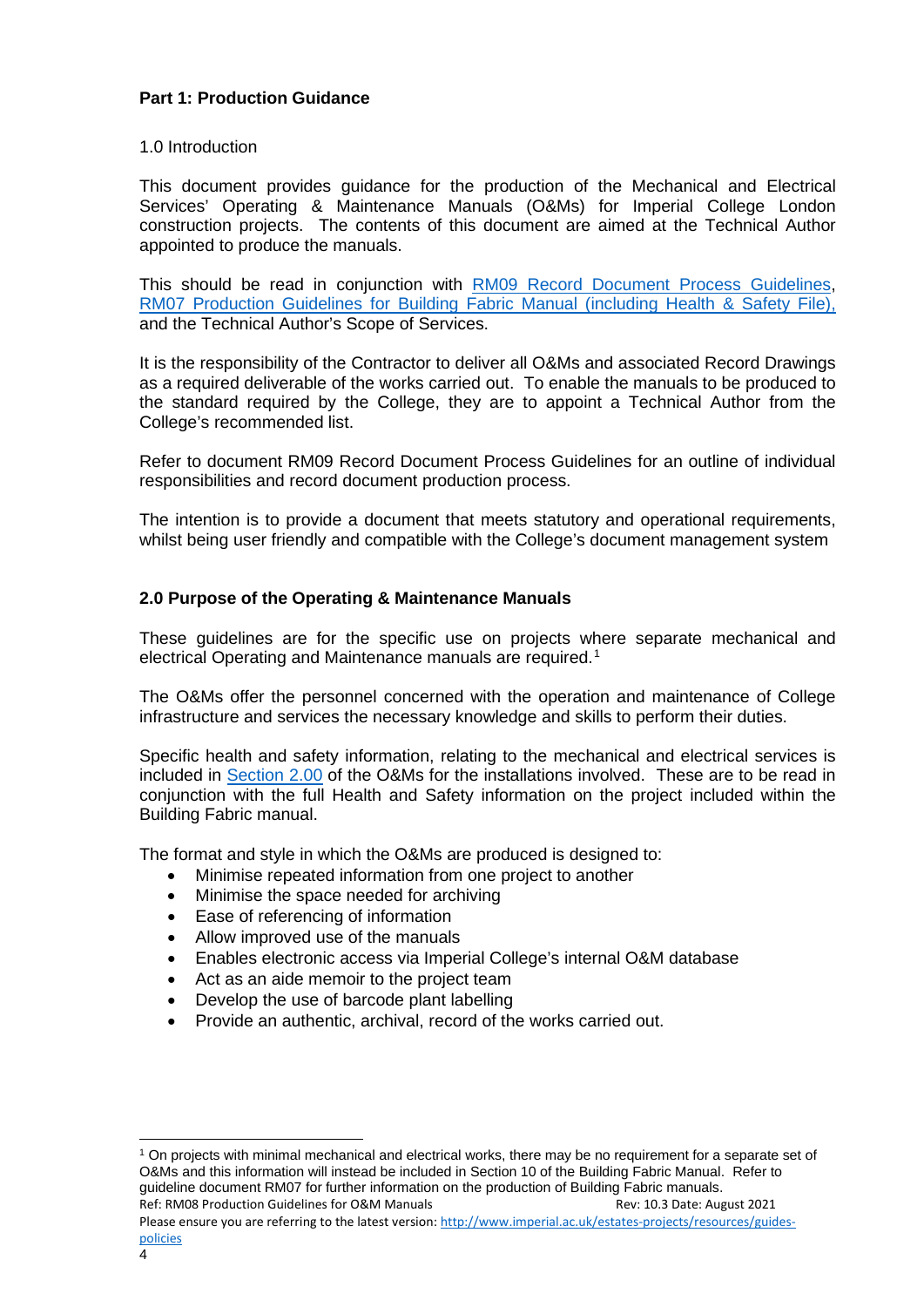## Part 1: Production Guidance

1.0 Introduction

This document provides guidance for the production of the Mechanical and Electrical Services' Operating & Maintenance Manuals (O&Ms) for Imperial College London construction projects. The contents of this document are aimed at the Technical Author appointed to produce the manuals.

This should be read in conjunction with RM09 Record Document Process Guidelines, RM07 Production Guidelines for Building Fabric Manual (including Health & Safety File), and the Technical Author's Scope of Services.

It is the responsibility of the Contractor to deliver all O&Ms and associated Record Drawings as a required deliverable of the works carried out. To enable the manuals to be produced to the standard required by the College, they are to appoint a Technical Author from the College's recommended list.

Refer to document RM09 Record Document Process Guidelines for an outline of individual responsibilities and record document production process.

The intention is to provide a document that meets statutory and operational requirements, whilst being user friendly and compatible with the College's document management system

### 2.0 Purpose of the Operating & Maintenance Manuals

These guidelines are for the specific use on projects where separate mechanical and electrical Operating and Maintenance manuals are required.[1]

The O&Ms offer the personnel concerned with the operation and maintenance of College infrastructure and services the necessary knowledge and skills to perform their duties.

Specific health and safety information, relating to the mechanical and electrical services is included in Section 2.00 of the O&Ms for the installations involved. These are to be read in conjunction with the full Health and Safety information on the project included within the Building Fabric manual.

The format and style in which the O&Ms are produced is designed to:

- Minimise repeated information from one project to another
- Minimise the space needed for archiving
- Ease of referencing of information
- Allow improved use of the manuals
- Enables electronic access via Imperial College's internal O&M database
- Act as an aide memoir to the project team
- Develop the use of barcode plant labelling
- Provide an authentic, archival, record of the works carried out.

[1] On projects with minimal mechanical and electrical works, there may be no requirement for a separate set of O&Ms and this information will instead be included in Section 10 of the Building Fabric Manual. Refer to guideline document RM07 for further information on the production of Building Fabric manuals.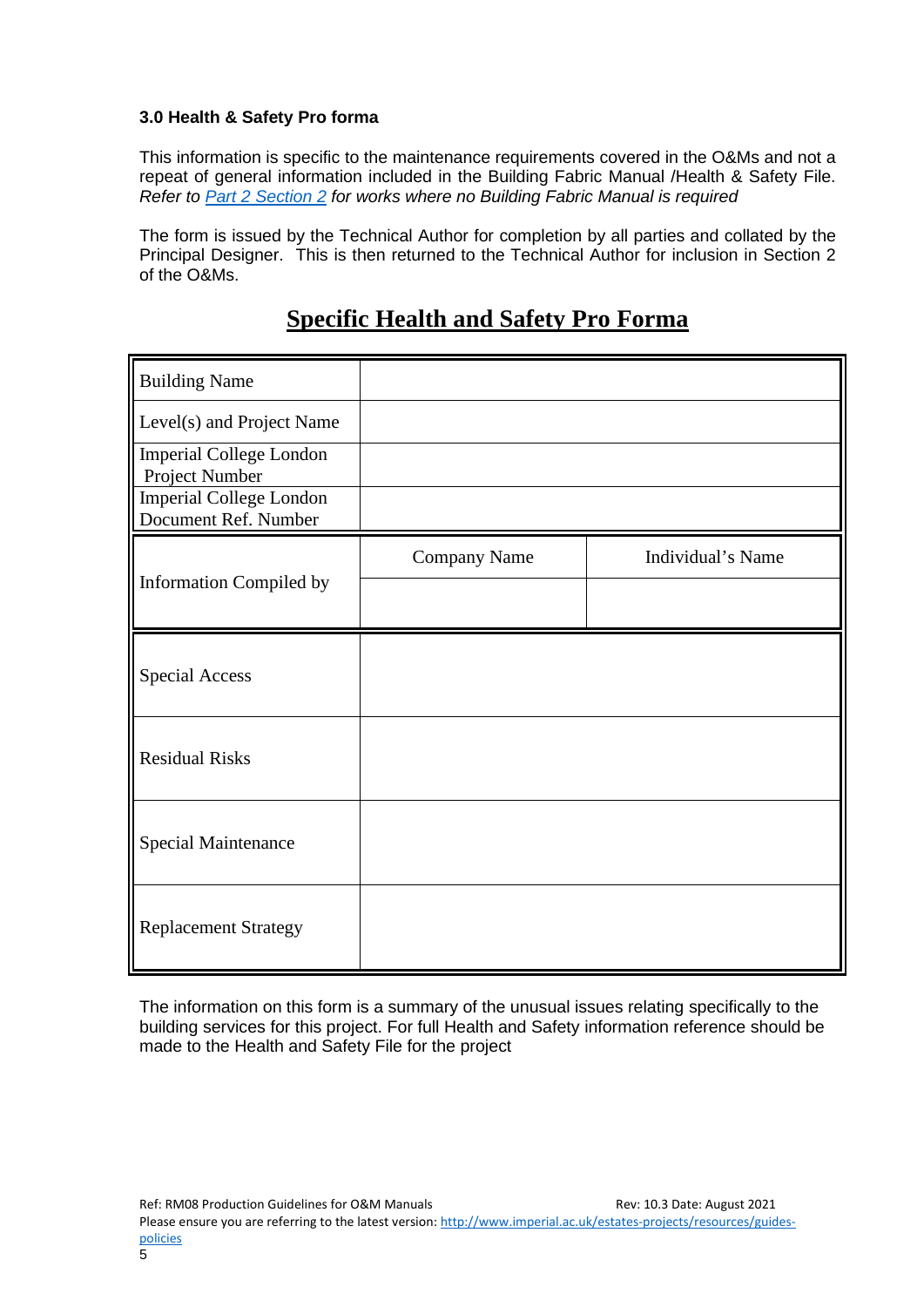### 3.0 Health & Safety Pro forma

This information is specific to the maintenance requirements covered in the O&Ms and not a repeat of general information included in the Building Fabric Manual /Health & Safety File. *Refer to Part 2 Section 2 for works where no Building Fabric Manual is required*

The form is issued by the Technical Author for completion by all parties and collated by the Principal Designer. This is then returned to the Technical Author for inclusion in Section 2 of the O&Ms.

## Specific Health and Safety Pro Forma

| | | |
|---|---|---|
| Building Name | | |
| Level(s) and Project Name | | |
| Imperial College London Project Number | | |
| Imperial College London Document Ref. Number | | |
| Information Compiled by | Company Name | Individual's Name |
| | | |
| Special Access | | |
| Residual Risks | | |
| Special Maintenance | | |
| Replacement Strategy | | |

The information on this form is a summary of the unusual issues relating specifically to the building services for this project. For full Health and Safety information reference should be made to the Health and Safety File for the project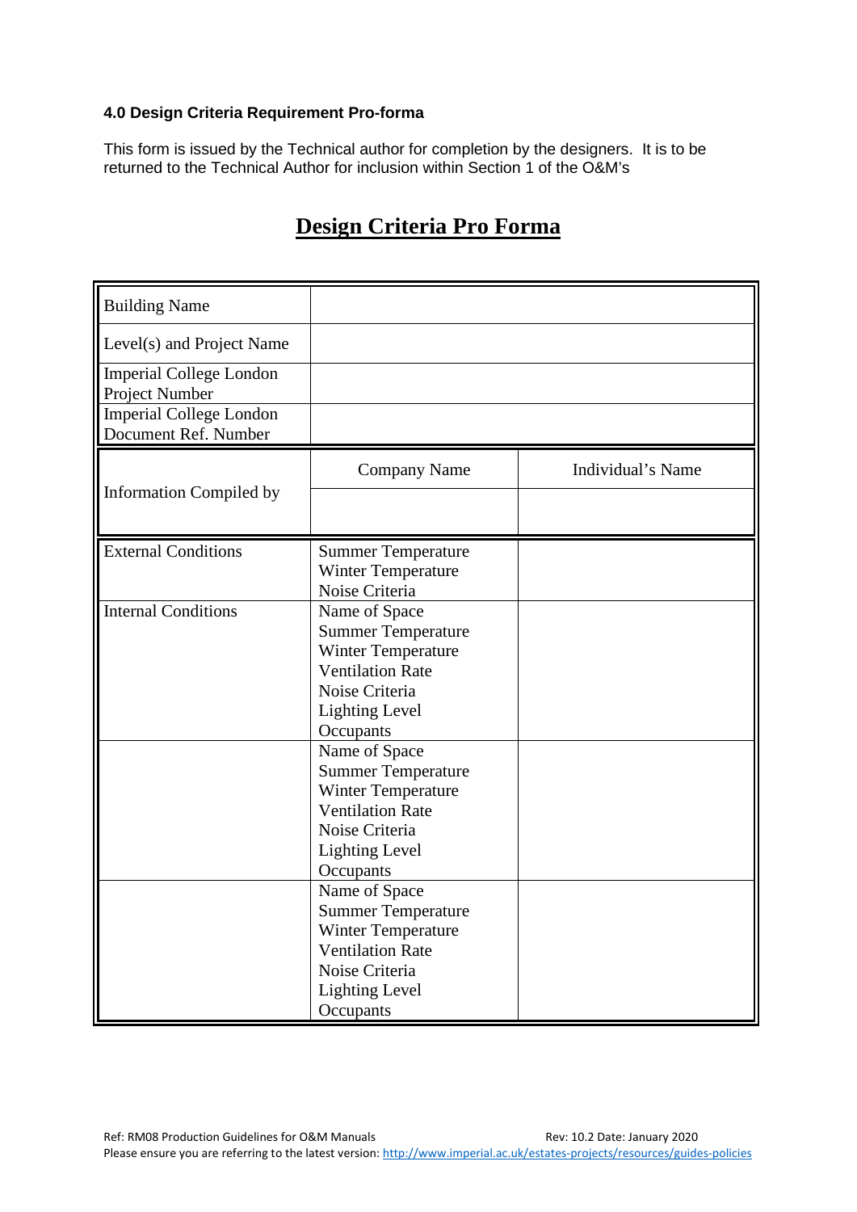#### 4.0 Design Criteria Requirement Pro-forma

This form is issued by the Technical author for completion by the designers. It is to be returned to the Technical Author for inclusion within Section 1 of the O&M's

## Design Criteria Pro Forma

| Building Name | | |
|---|---|---|
| Level(s) and Project Name | | |
| Imperial College London Project Number | | |
| Imperial College London Document Ref. Number | | |
| Information Compiled by | Company Name | Individual's Name |
| | | |
| External Conditions | Summer Temperature<br>Winter Temperature<br>Noise Criteria | |
| Internal Conditions | Name of Space<br>Summer Temperature<br>Winter Temperature<br>Ventilation Rate<br>Noise Criteria<br>Lighting Level<br>Occupants | |
| | Name of Space<br>Summer Temperature<br>Winter Temperature<br>Ventilation Rate<br>Noise Criteria<br>Lighting Level<br>Occupants | |
| | Name of Space<br>Summer Temperature<br>Winter Temperature<br>Ventilation Rate<br>Noise Criteria<br>Lighting Level<br>Occupants | |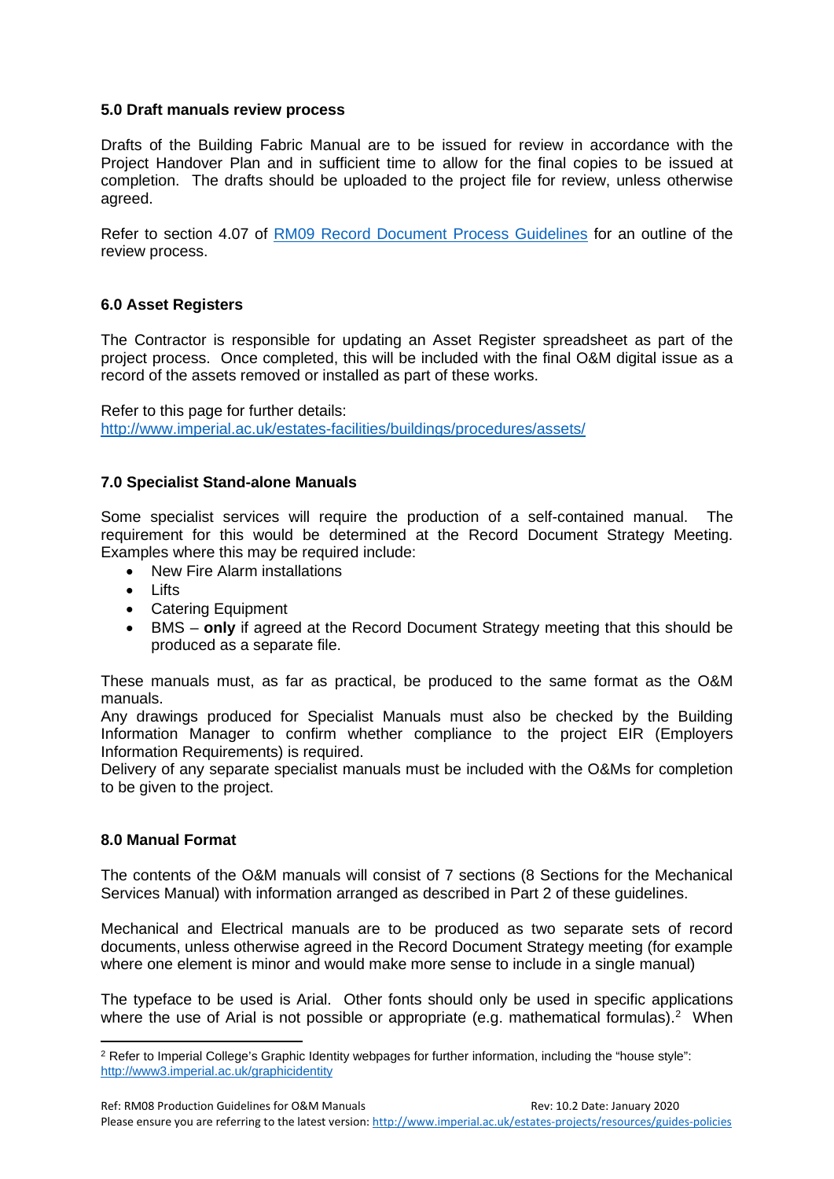### 5.0 Draft manuals review process

Drafts of the Building Fabric Manual are to be issued for review in accordance with the Project Handover Plan and in sufficient time to allow for the final copies to be issued at completion. The drafts should be uploaded to the project file for review, unless otherwise agreed.

Refer to section 4.07 of [RM09 Record Document Process Guidelines] for an outline of the review process.

### 6.0 Asset Registers

The Contractor is responsible for updating an Asset Register spreadsheet as part of the project process. Once completed, this will be included with the final O&M digital issue as a record of the assets removed or installed as part of these works.

Refer to this page for further details:
http://www.imperial.ac.uk/estates-facilities/buildings/procedures/assets/

### 7.0 Specialist Stand-alone Manuals

Some specialist services will require the production of a self-contained manual. The requirement for this would be determined at the Record Document Strategy Meeting. Examples where this may be required include:

- New Fire Alarm installations
- Lifts
- Catering Equipment
- BMS – **only** if agreed at the Record Document Strategy meeting that this should be produced as a separate file.

These manuals must, as far as practical, be produced to the same format as the O&M manuals.
Any drawings produced for Specialist Manuals must also be checked by the Building Information Manager to confirm whether compliance to the project EIR (Employers Information Requirements) is required.
Delivery of any separate specialist manuals must be included with the O&Ms for completion to be given to the project.

### 8.0 Manual Format

The contents of the O&M manuals will consist of 7 sections (8 Sections for the Mechanical Services Manual) with information arranged as described in Part 2 of these guidelines.

Mechanical and Electrical manuals are to be produced as two separate sets of record documents, unless otherwise agreed in the Record Document Strategy meeting (for example where one element is minor and would make more sense to include in a single manual)

The typeface to be used is Arial. Other fonts should only be used in specific applications where the use of Arial is not possible or appropriate (e.g. mathematical formulas).[2] When

[2] Refer to Imperial College's Graphic Identity webpages for further information, including the "house style": http://www3.imperial.ac.uk/graphicidentity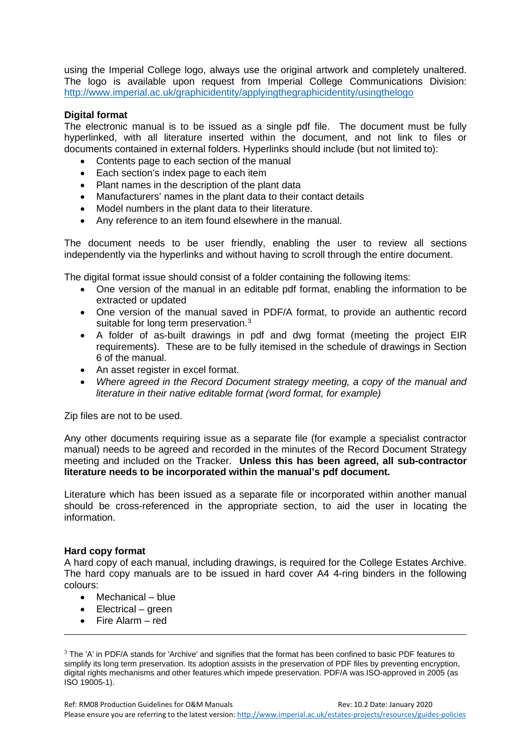using the Imperial College logo, always use the original artwork and completely unaltered. The logo is available upon request from Imperial College Communications Division: http://www.imperial.ac.uk/graphicidentity/applyingthegraphicidentity/usingthelogo

**Digital format**

The electronic manual is to be issued as a single pdf file. The document must be fully hyperlinked, with all literature inserted within the document, and not link to files or documents contained in external folders. Hyperlinks should include (but not limited to):

- Contents page to each section of the manual
- Each section's index page to each item
- Plant names in the description of the plant data
- Manufacturers' names in the plant data to their contact details
- Model numbers in the plant data to their literature.
- Any reference to an item found elsewhere in the manual.

The document needs to be user friendly, enabling the user to review all sections independently via the hyperlinks and without having to scroll through the entire document.

The digital format issue should consist of a folder containing the following items:

- One version of the manual in an editable pdf format, enabling the information to be extracted or updated
- One version of the manual saved in PDF/A format, to provide an authentic record suitable for long term preservation.[3]
- A folder of as-built drawings in pdf and dwg format (meeting the project EIR requirements). These are to be fully itemised in the schedule of drawings in Section 6 of the manual.
- An asset register in excel format.
- *Where agreed in the Record Document strategy meeting, a copy of the manual and literature in their native editable format (word format, for example)*

Zip files are not to be used.

Any other documents requiring issue as a separate file (for example a specialist contractor manual) needs to be agreed and recorded in the minutes of the Record Document Strategy meeting and included on the Tracker. **Unless this has been agreed, all sub-contractor literature needs to be incorporated within the manual's pdf document.**

Literature which has been issued as a separate file or incorporated within another manual should be cross-referenced in the appropriate section, to aid the user in locating the information.

**Hard copy format**

A hard copy of each manual, including drawings, is required for the College Estates Archive. The hard copy manuals are to be issued in hard cover A4 4-ring binders in the following colours:

- Mechanical – blue
- Electrical – green
- Fire Alarm – red

---

[3] The 'A' in PDF/A stands for 'Archive' and signifies that the format has been confined to basic PDF features to simplify its long term preservation. Its adoption assists in the preservation of PDF files by preventing encryption, digital rights mechanisms and other features which impede preservation. PDF/A was ISO-approved in 2005 (as ISO 19005-1).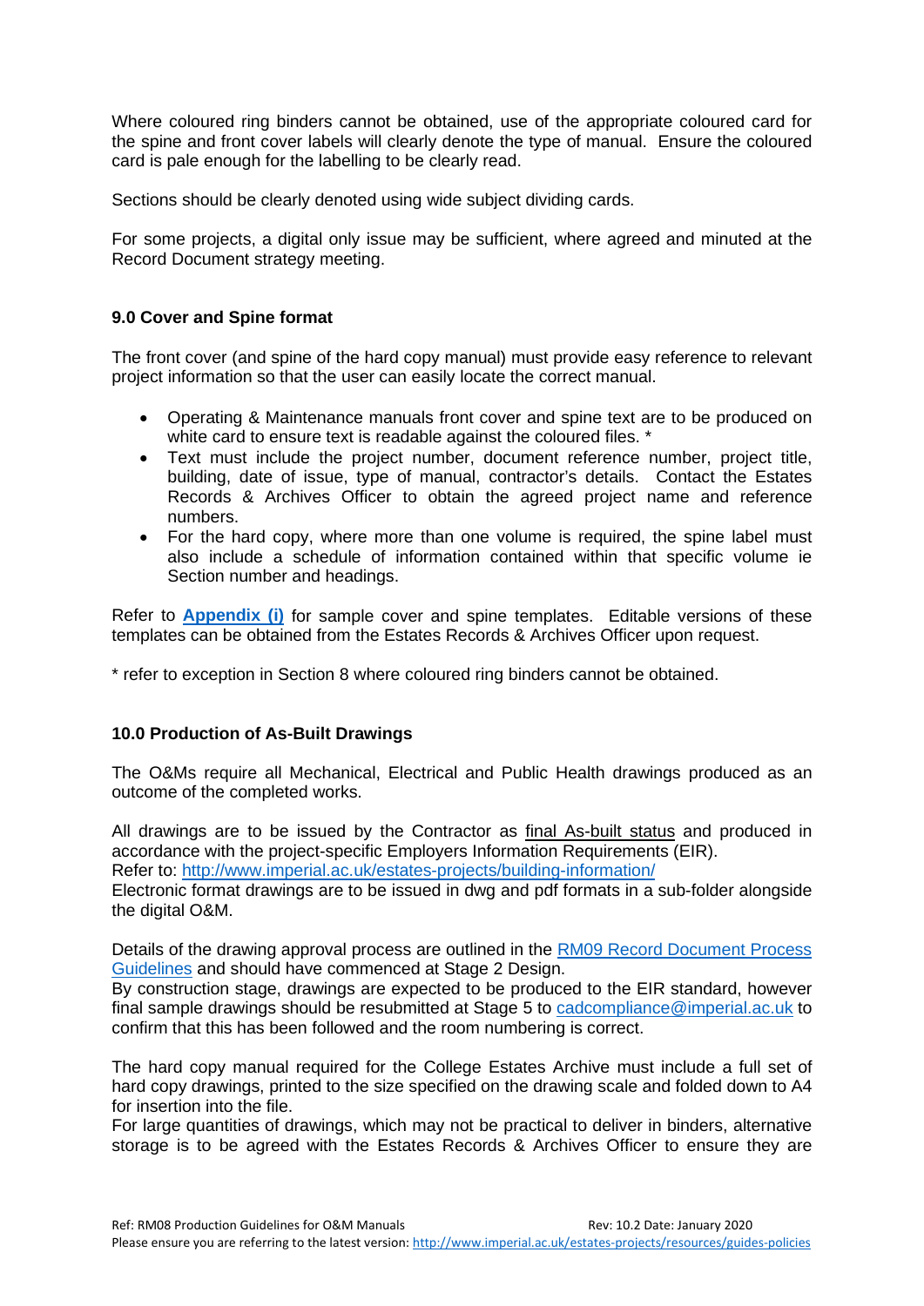Where coloured ring binders cannot be obtained, use of the appropriate coloured card for the spine and front cover labels will clearly denote the type of manual. Ensure the coloured card is pale enough for the labelling to be clearly read.

Sections should be clearly denoted using wide subject dividing cards.

For some projects, a digital only issue may be sufficient, where agreed and minuted at the Record Document strategy meeting.

### 9.0 Cover and Spine format

The front cover (and spine of the hard copy manual) must provide easy reference to relevant project information so that the user can easily locate the correct manual.

- Operating & Maintenance manuals front cover and spine text are to be produced on white card to ensure text is readable against the coloured files. *
- Text must include the project number, document reference number, project title, building, date of issue, type of manual, contractor's details. Contact the Estates Records & Archives Officer to obtain the agreed project name and reference numbers.
- For the hard copy, where more than one volume is required, the spine label must also include a schedule of information contained within that specific volume ie Section number and headings.

Refer to **Appendix (i)** for sample cover and spine templates. Editable versions of these templates can be obtained from the Estates Records & Archives Officer upon request.

* refer to exception in Section 8 where coloured ring binders cannot be obtained.

### 10.0 Production of As-Built Drawings

The O&Ms require all Mechanical, Electrical and Public Health drawings produced as an outcome of the completed works.

All drawings are to be issued by the Contractor as final As-built status and produced in accordance with the project-specific Employers Information Requirements (EIR).
Refer to: http://www.imperial.ac.uk/estates-projects/building-information/
Electronic format drawings are to be issued in dwg and pdf formats in a sub-folder alongside the digital O&M.

Details of the drawing approval process are outlined in the RM09 Record Document Process Guidelines and should have commenced at Stage 2 Design.
By construction stage, drawings are expected to be produced to the EIR standard, however final sample drawings should be resubmitted at Stage 5 to cadcompliance@imperial.ac.uk to confirm that this has been followed and the room numbering is correct.

The hard copy manual required for the College Estates Archive must include a full set of hard copy drawings, printed to the size specified on the drawing scale and folded down to A4 for insertion into the file.
For large quantities of drawings, which may not be practical to deliver in binders, alternative storage is to be agreed with the Estates Records & Archives Officer to ensure they are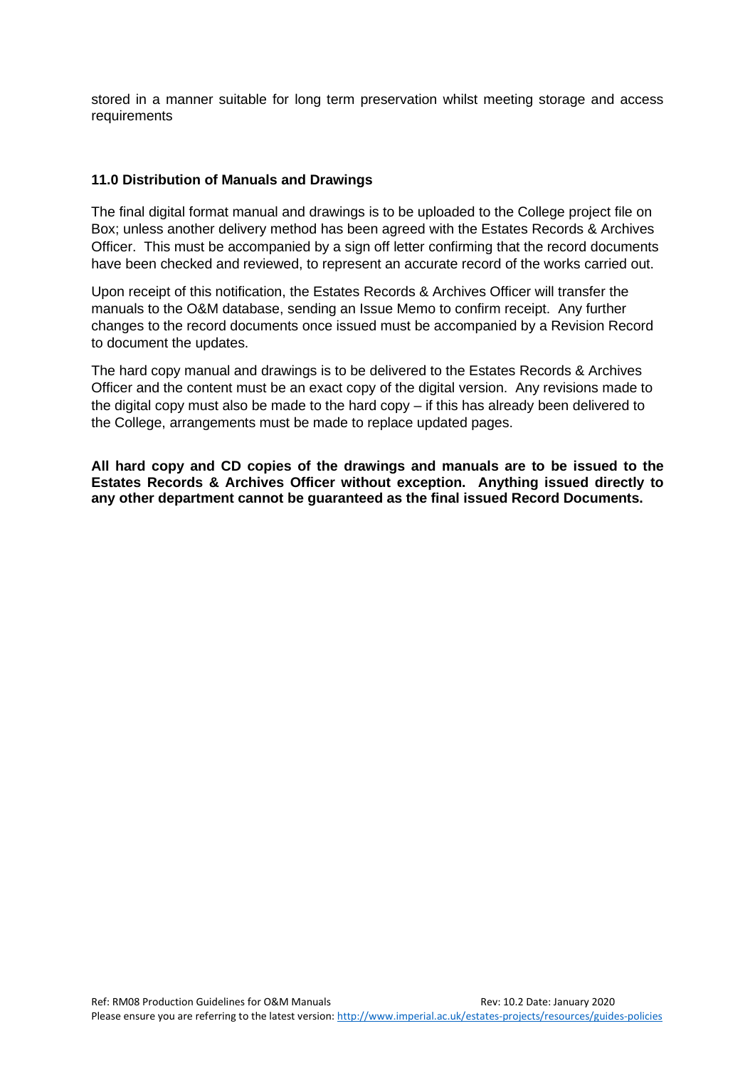stored in a manner suitable for long term preservation whilst meeting storage and access requirements

## 11.0 Distribution of Manuals and Drawings

The final digital format manual and drawings is to be uploaded to the College project file on Box; unless another delivery method has been agreed with the Estates Records & Archives Officer. This must be accompanied by a sign off letter confirming that the record documents have been checked and reviewed, to represent an accurate record of the works carried out.

Upon receipt of this notification, the Estates Records & Archives Officer will transfer the manuals to the O&M database, sending an Issue Memo to confirm receipt. Any further changes to the record documents once issued must be accompanied by a Revision Record to document the updates.

The hard copy manual and drawings is to be delivered to the Estates Records & Archives Officer and the content must be an exact copy of the digital version. Any revisions made to the digital copy must also be made to the hard copy – if this has already been delivered to the College, arrangements must be made to replace updated pages.

**All hard copy and CD copies of the drawings and manuals are to be issued to the Estates Records & Archives Officer without exception. Anything issued directly to any other department cannot be guaranteed as the final issued Record Documents.**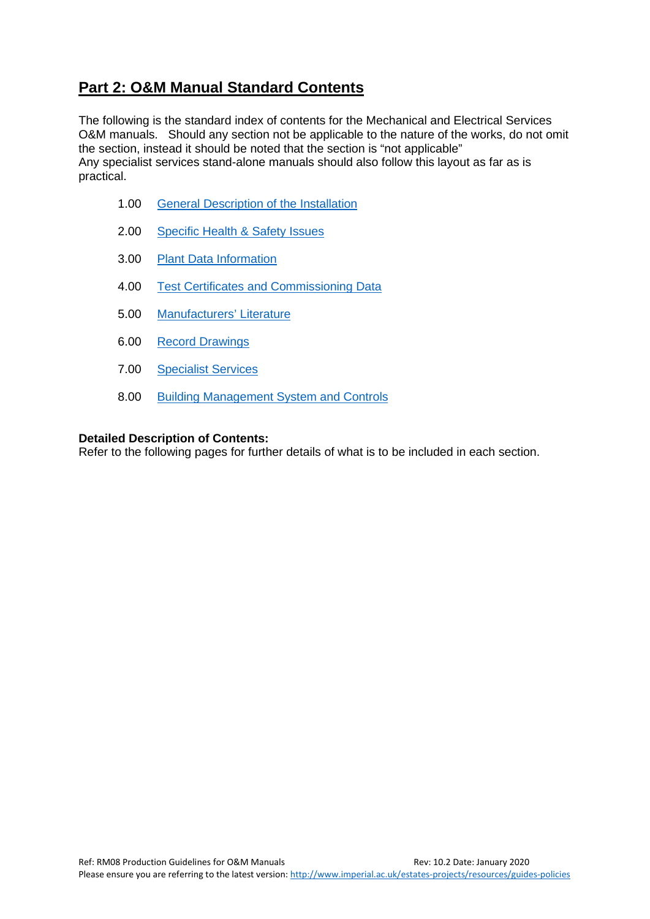## Part 2: O&M Manual Standard Contents

The following is the standard index of contents for the Mechanical and Electrical Services O&M manuals. Should any section not be applicable to the nature of the works, do not omit the section, instead it should be noted that the section is "not applicable"
Any specialist services stand-alone manuals should also follow this layout as far as is practical.

1.00 General Description of the Installation

2.00 Specific Health & Safety Issues

3.00 Plant Data Information

4.00 Test Certificates and Commissioning Data

5.00 Manufacturers' Literature

6.00 Record Drawings

7.00 Specialist Services

8.00 Building Management System and Controls

**Detailed Description of Contents:**
Refer to the following pages for further details of what is to be included in each section.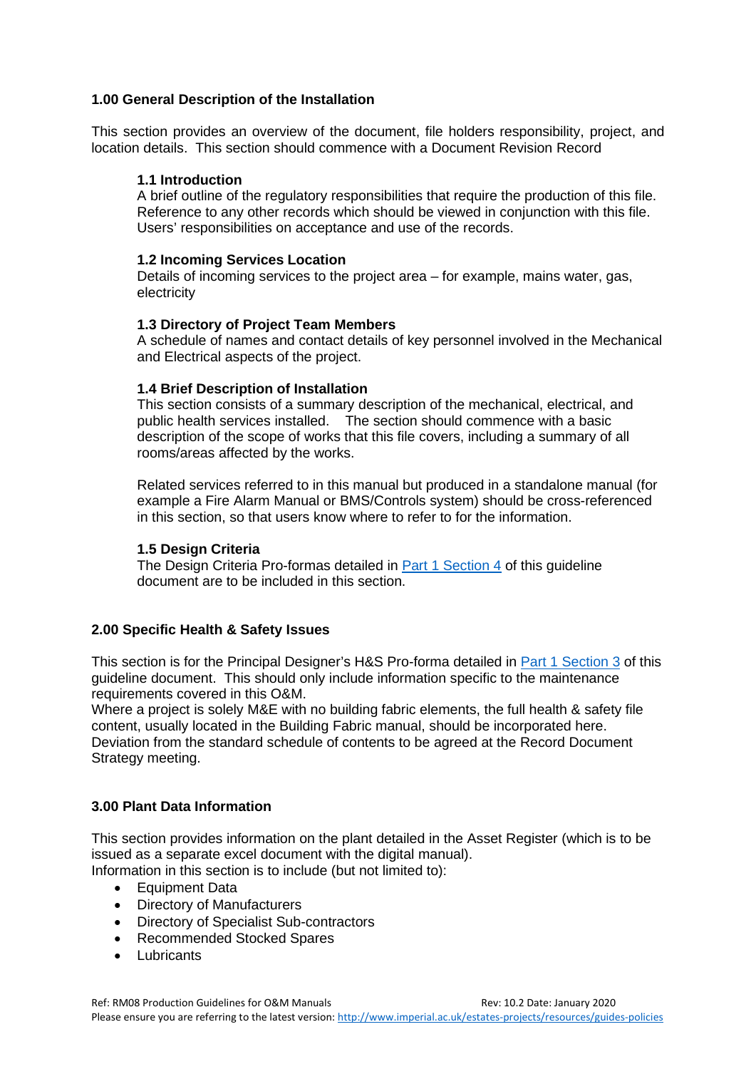## 1.00 General Description of the Installation

This section provides an overview of the document, file holders responsibility, project, and location details. This section should commence with a Document Revision Record

### 1.1 Introduction

A brief outline of the regulatory responsibilities that require the production of this file. Reference to any other records which should be viewed in conjunction with this file. Users' responsibilities on acceptance and use of the records.

### 1.2 Incoming Services Location

Details of incoming services to the project area – for example, mains water, gas, electricity

### 1.3 Directory of Project Team Members

A schedule of names and contact details of key personnel involved in the Mechanical and Electrical aspects of the project.

### 1.4 Brief Description of Installation

This section consists of a summary description of the mechanical, electrical, and public health services installed. The section should commence with a basic description of the scope of works that this file covers, including a summary of all rooms/areas affected by the works.

Related services referred to in this manual but produced in a standalone manual (for example a Fire Alarm Manual or BMS/Controls system) should be cross-referenced in this section, so that users know where to refer to for the information.

### 1.5 Design Criteria

The Design Criteria Pro-formas detailed in Part 1 Section 4 of this guideline document are to be included in this section.

## 2.00 Specific Health & Safety Issues

This section is for the Principal Designer's H&S Pro-forma detailed in Part 1 Section 3 of this guideline document. This should only include information specific to the maintenance requirements covered in this O&M.
Where a project is solely M&E with no building fabric elements, the full health & safety file content, usually located in the Building Fabric manual, should be incorporated here. Deviation from the standard schedule of contents to be agreed at the Record Document Strategy meeting.

## 3.00 Plant Data Information

This section provides information on the plant detailed in the Asset Register (which is to be issued as a separate excel document with the digital manual).
Information in this section is to include (but not limited to):

- Equipment Data
- Directory of Manufacturers
- Directory of Specialist Sub-contractors
- Recommended Stocked Spares
- Lubricants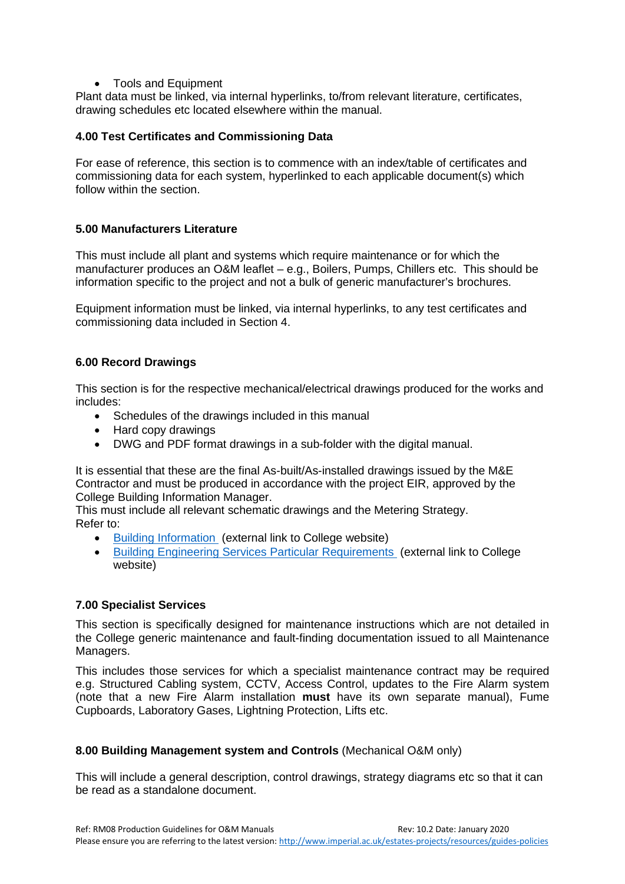- Tools and Equipment

Plant data must be linked, via internal hyperlinks, to/from relevant literature, certificates, drawing schedules etc located elsewhere within the manual.

### 4.00 Test Certificates and Commissioning Data

For ease of reference, this section is to commence with an index/table of certificates and commissioning data for each system, hyperlinked to each applicable document(s) which follow within the section.

### 5.00 Manufacturers Literature

This must include all plant and systems which require maintenance or for which the manufacturer produces an O&M leaflet – e.g., Boilers, Pumps, Chillers etc. This should be information specific to the project and not a bulk of generic manufacturer's brochures.

Equipment information must be linked, via internal hyperlinks, to any test certificates and commissioning data included in Section 4.

### 6.00 Record Drawings

This section is for the respective mechanical/electrical drawings produced for the works and includes:

- Schedules of the drawings included in this manual
- Hard copy drawings
- DWG and PDF format drawings in a sub-folder with the digital manual.

It is essential that these are the final As-built/As-installed drawings issued by the M&E Contractor and must be produced in accordance with the project EIR, approved by the College Building Information Manager.
This must include all relevant schematic drawings and the Metering Strategy.
Refer to:

- Building Information (external link to College website)
- Building Engineering Services Particular Requirements (external link to College website)

### 7.00 Specialist Services

This section is specifically designed for maintenance instructions which are not detailed in the College generic maintenance and fault-finding documentation issued to all Maintenance Managers.

This includes those services for which a specialist maintenance contract may be required e.g. Structured Cabling system, CCTV, Access Control, updates to the Fire Alarm system (note that a new Fire Alarm installation **must** have its own separate manual), Fume Cupboards, Laboratory Gases, Lightning Protection, Lifts etc.

### 8.00 Building Management system and Controls (Mechanical O&M only)

This will include a general description, control drawings, strategy diagrams etc so that it can be read as a standalone document.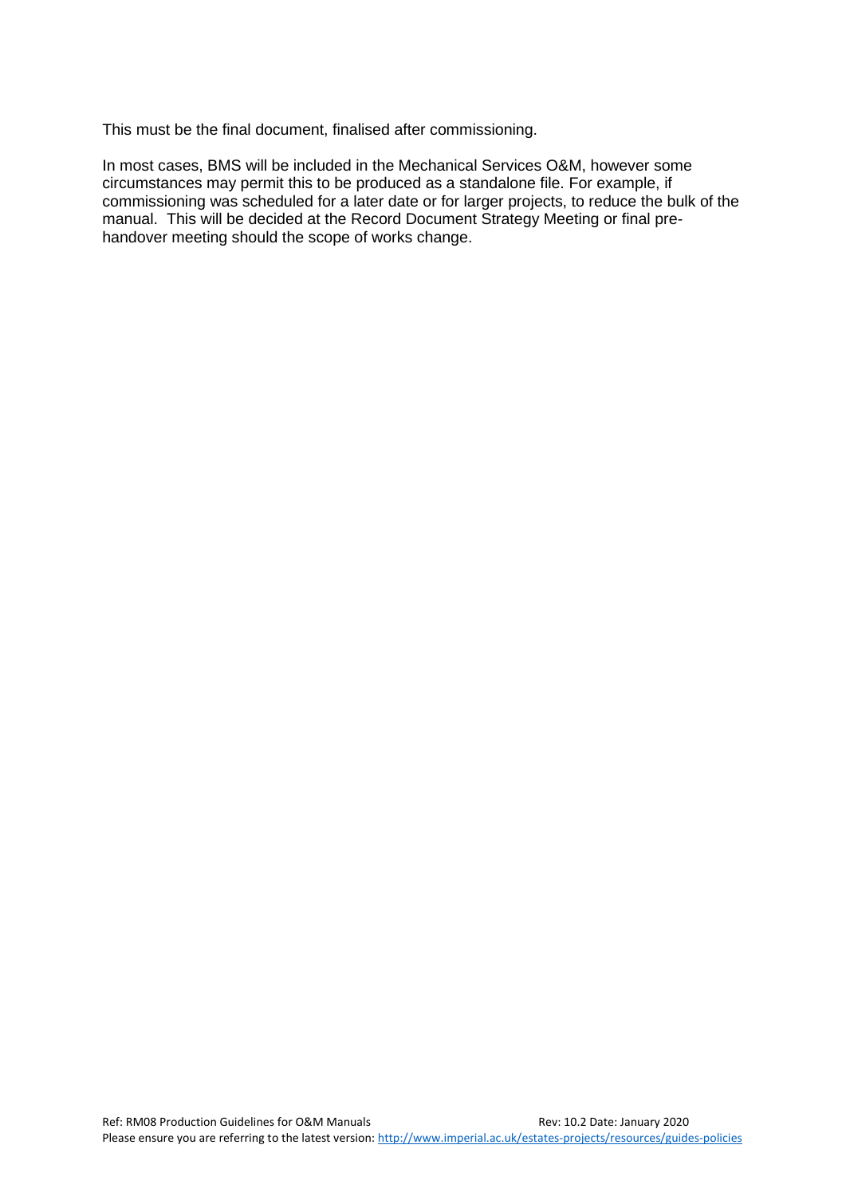This must be the final document, finalised after commissioning.

In most cases, BMS will be included in the Mechanical Services O&M, however some circumstances may permit this to be produced as a standalone file. For example, if commissioning was scheduled for a later date or for larger projects, to reduce the bulk of the manual. This will be decided at the Record Document Strategy Meeting or final pre-handover meeting should the scope of works change.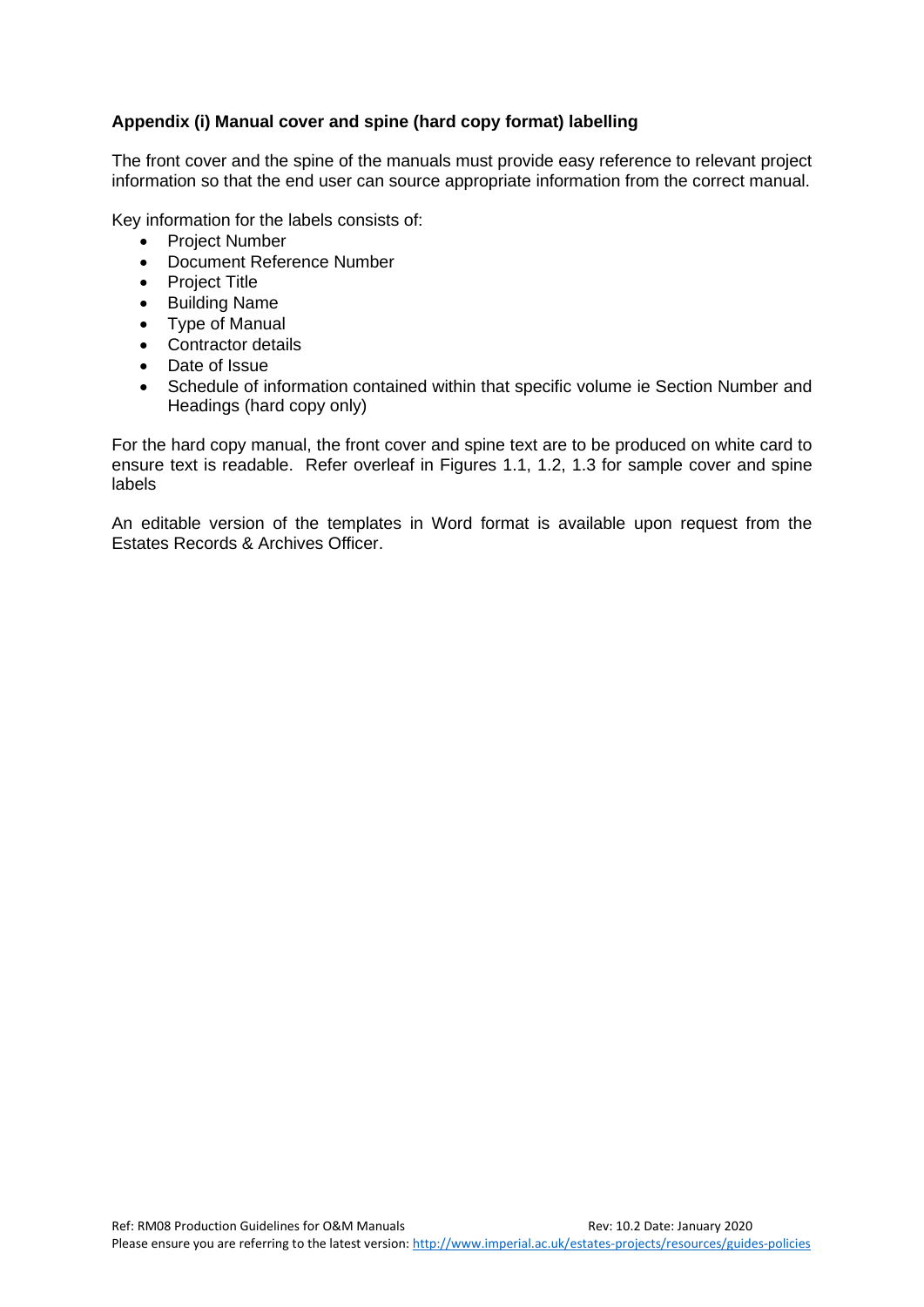### Appendix (i) Manual cover and spine (hard copy format) labelling

The front cover and the spine of the manuals must provide easy reference to relevant project information so that the end user can source appropriate information from the correct manual.

Key information for the labels consists of:

- Project Number
- Document Reference Number
- Project Title
- Building Name
- Type of Manual
- Contractor details
- Date of Issue
- Schedule of information contained within that specific volume ie Section Number and Headings (hard copy only)

For the hard copy manual, the front cover and spine text are to be produced on white card to ensure text is readable. Refer overleaf in Figures 1.1, 1.2, 1.3 for sample cover and spine labels

An editable version of the templates in Word format is available upon request from the Estates Records & Archives Officer.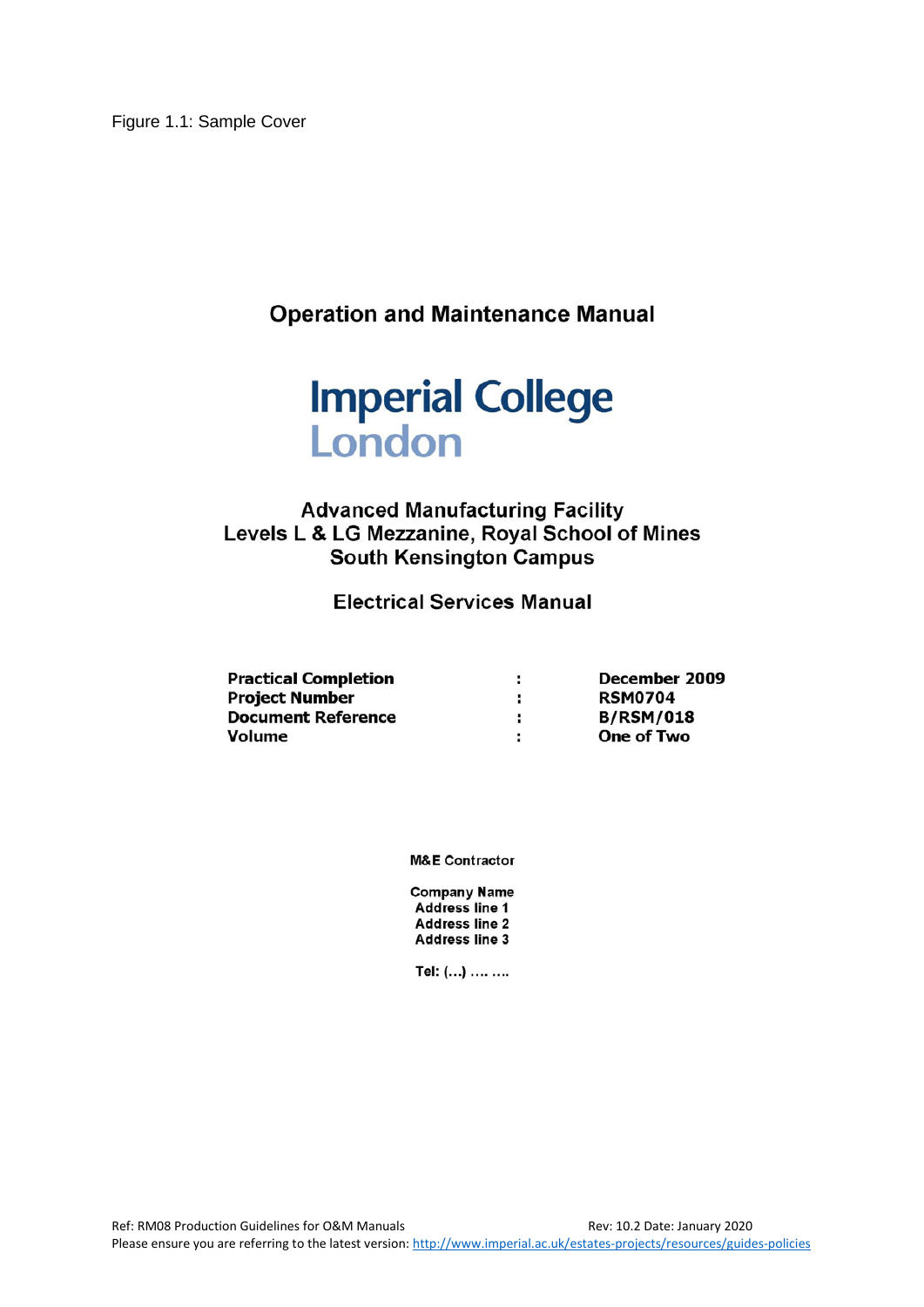Figure 1.1: Sample Cover

**Operation and Maintenance Manual**

**Imperial College London**

**Advanced Manufacturing Facility**
**Levels L & LG Mezzanine, Royal School of Mines**
**South Kensington Campus**

**Electrical Services Manual**

| | | |
|---|---|---|
| **Practical Completion** | **:** | **December 2009** |
| **Project Number** | **:** | **RSM0704** |
| **Document Reference** | **:** | **B/RSM/018** |
| **Volume** | **:** | **One of Two** |

**M&E Contractor**

**Company Name**
**Address line 1**
**Address line 2**
**Address line 3**

**Tel: (...) .... ....**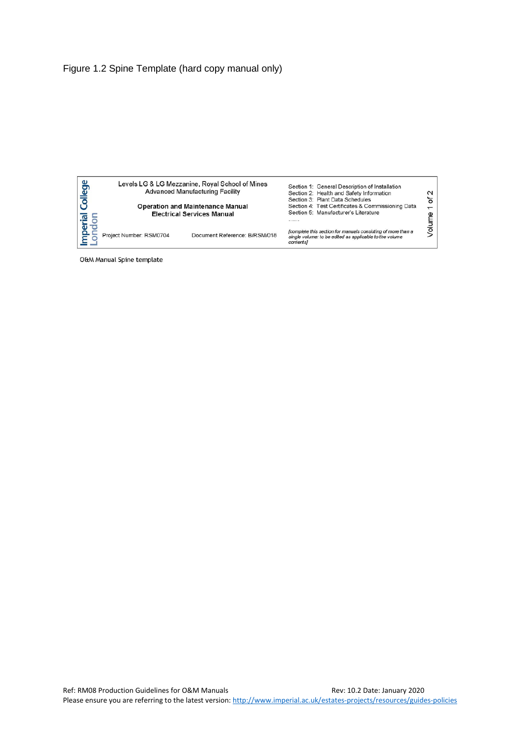Figure 1.2 Spine Template (hard copy manual only)

Imperial College London

Levels LG & LG Mezzanine, Royal School of Mines
Advanced Manufacturing Facility

**Operation and Maintenance Manual**
**Electrical Services Manual**

Project Number: RSM0704 Document Reference: B/RSM/018

Section 1: General Description of Installation
Section 2: Health and Safety Information
Section 3: Plant Data Schedules
Section 4: Test Certificates & Commissioning Data
Section 5: Manufacturer's Literature
......

*[complete this section for manuals consisting of more than a single volume: to be edited as applicable to the volume contents]*

Volume 1 of 2

O&M Manual Spine template